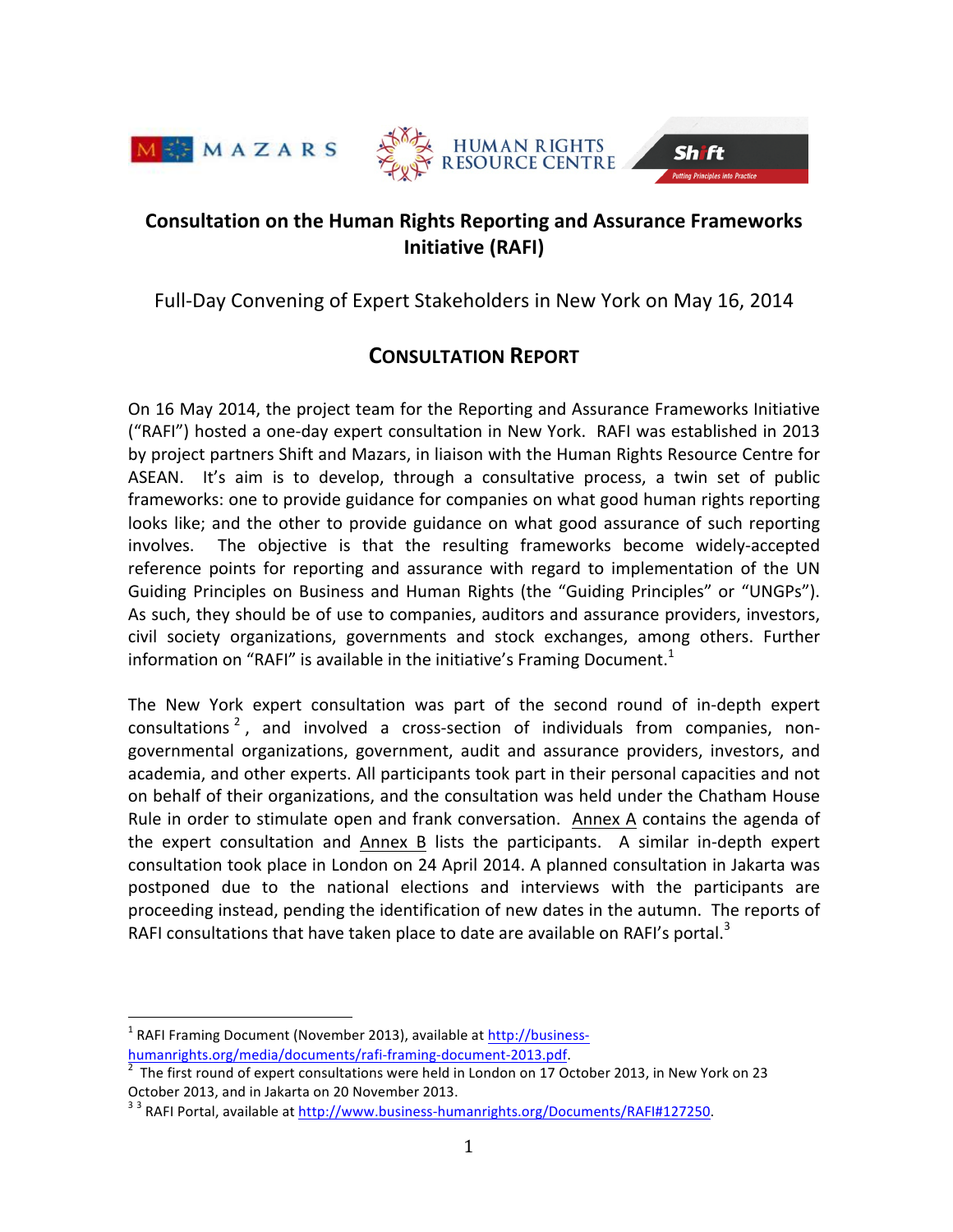# Consultation on the Human Rights Reporting and Assurance Frameworks Initiative (RAFI)

Full-Day Convening of Expert Stakeholders in New York on May 16, 2014

## CONSULTATION REPORT

On 16 May 2014, the project team for the Reporting and Assurance Frameworks Initiative ("RAFI") hosted a one-day expert consultation in New York. RAFI was established in 2013 by project partners Shift and Mazars, in liaison with the Human Rights Resource Centre for ASEAN. It's aim is to develop, through a consultative process, a twin set of public frameworks: one to provide guidance for companies on what good human rights reporting looks like; and the other to provide guidance on what good assurance of such reporting involves. The objective is that the resulting frameworks become widely-accepted reference points for reporting and assurance with regard to implementation of the UN Guiding Principles on Business and Human Rights (the "Guiding Principles" or "UNGPs"). As such, they should be of use to companies, auditors and assurance providers, investors, civil society organizations, governments and stock exchanges, among others. Further information on "RAFI" is available in the initiative's Framing Document.[1]

The New York expert consultation was part of the second round of in-depth expert consultations[2], and involved a cross-section of individuals from companies, non-governmental organizations, government, audit and assurance providers, investors, and academia, and other experts. All participants took part in their personal capacities and not on behalf of their organizations, and the consultation was held under the Chatham House Rule in order to stimulate open and frank conversation. Annex A contains the agenda of the expert consultation and Annex B lists the participants. A similar in-depth expert consultation took place in London on 24 April 2014. A planned consultation in Jakarta was postponed due to the national elections and interviews with the participants are proceeding instead, pending the identification of new dates in the autumn. The reports of RAFI consultations that have taken place to date are available on RAFI's portal.[3]

---

[1] RAFI Framing Document (November 2013), available at http://business-humanrights.org/media/documents/rafi-framing-document-2013.pdf.

[2] The first round of expert consultations were held in London on 17 October 2013, in New York on 23 October 2013, and in Jakarta on 20 November 2013.

[3] [3] RAFI Portal, available at http://www.business-humanrights.org/Documents/RAFI#127250.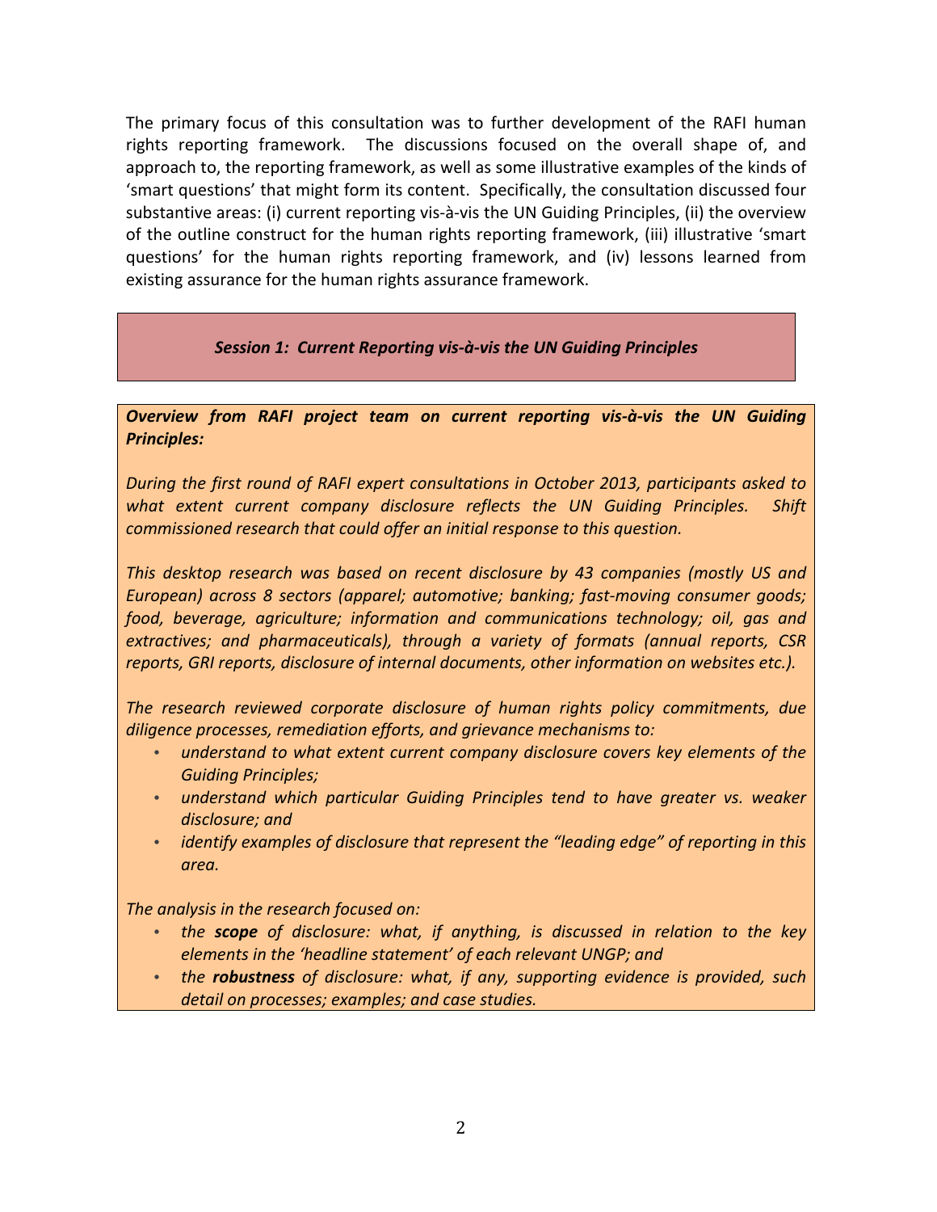The primary focus of this consultation was to further development of the RAFI human rights reporting framework. The discussions focused on the overall shape of, and approach to, the reporting framework, as well as some illustrative examples of the kinds of 'smart questions' that might form its content. Specifically, the consultation discussed four substantive areas: (i) current reporting vis-à-vis the UN Guiding Principles, (ii) the overview of the outline construct for the human rights reporting framework, (iii) illustrative 'smart questions' for the human rights reporting framework, and (iv) lessons learned from existing assurance for the human rights assurance framework.

## *Session 1: Current Reporting vis-à-vis the UN Guiding Principles*

***Overview from RAFI project team on current reporting vis-à-vis the UN Guiding Principles:***

*During the first round of RAFI expert consultations in October 2013, participants asked to what extent current company disclosure reflects the UN Guiding Principles. Shift commissioned research that could offer an initial response to this question.*

*This desktop research was based on recent disclosure by 43 companies (mostly US and European) across 8 sectors (apparel; automotive; banking; fast-moving consumer goods; food, beverage, agriculture; information and communications technology; oil, gas and extractives; and pharmaceuticals), through a variety of formats (annual reports, CSR reports, GRI reports, disclosure of internal documents, other information on websites etc.).*

*The research reviewed corporate disclosure of human rights policy commitments, due diligence processes, remediation efforts, and grievance mechanisms to:*

- *understand to what extent current company disclosure covers key elements of the Guiding Principles;*
- *understand which particular Guiding Principles tend to have greater vs. weaker disclosure; and*
- *identify examples of disclosure that represent the "leading edge" of reporting in this area.*

*The analysis in the research focused on:*

- *the **scope** of disclosure: what, if anything, is discussed in relation to the key elements in the 'headline statement' of each relevant UNGP; and*
- *the **robustness** of disclosure: what, if any, supporting evidence is provided, such detail on processes; examples; and case studies.*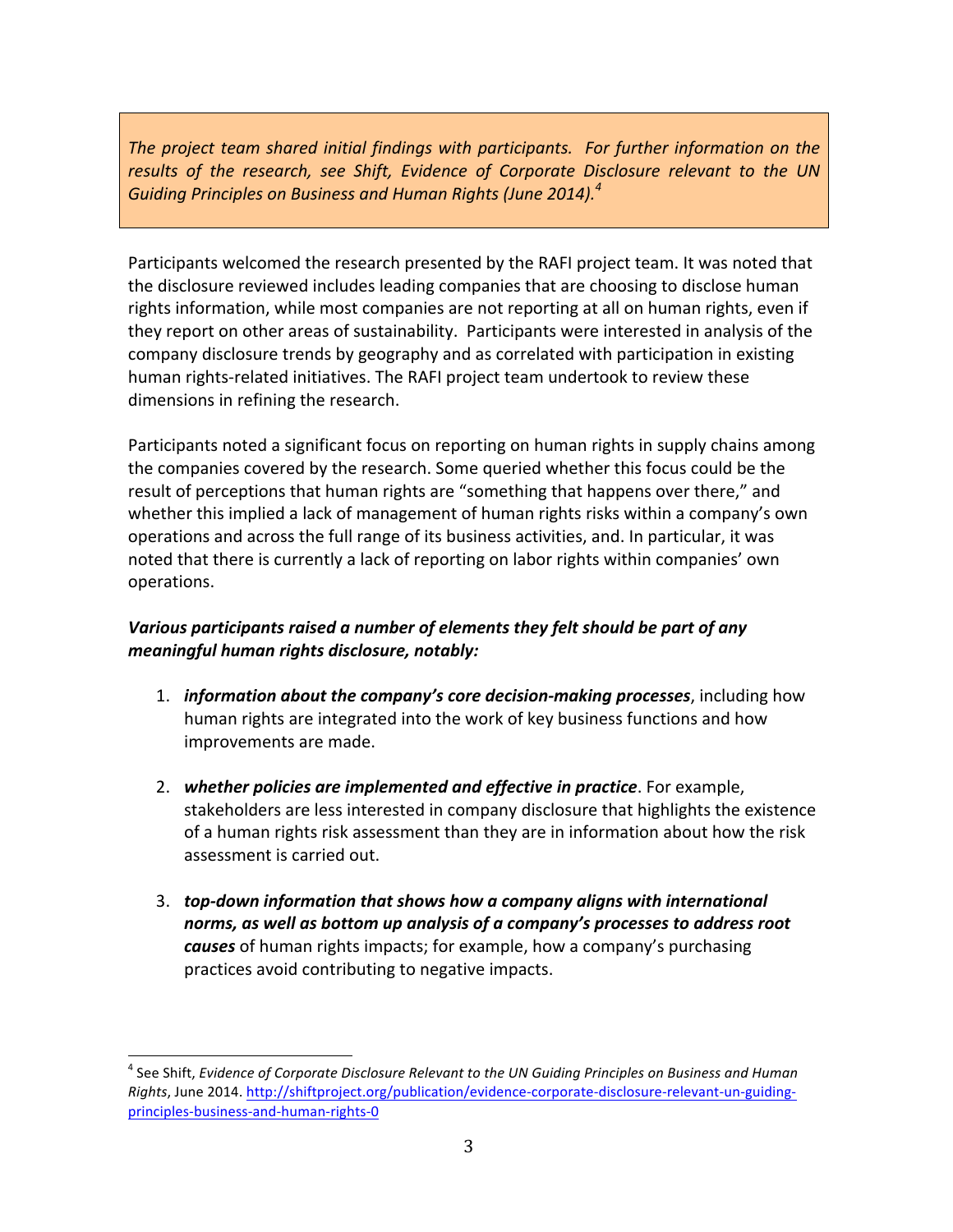*The project team shared initial findings with participants. For further information on the results of the research, see Shift, Evidence of Corporate Disclosure relevant to the UN Guiding Principles on Business and Human Rights (June 2014).*[4]

Participants welcomed the research presented by the RAFI project team. It was noted that the disclosure reviewed includes leading companies that are choosing to disclose human rights information, while most companies are not reporting at all on human rights, even if they report on other areas of sustainability. Participants were interested in analysis of the company disclosure trends by geography and as correlated with participation in existing human rights-related initiatives. The RAFI project team undertook to review these dimensions in refining the research.

Participants noted a significant focus on reporting on human rights in supply chains among the companies covered by the research. Some queried whether this focus could be the result of perceptions that human rights are "something that happens over there," and whether this implied a lack of management of human rights risks within a company's own operations and across the full range of its business activities, and. In particular, it was noted that there is currently a lack of reporting on labor rights within companies' own operations.

***Various participants raised a number of elements they felt should be part of any meaningful human rights disclosure, notably:***

1. ***information about the company's core decision-making processes***, including how human rights are integrated into the work of key business functions and how improvements are made.

2. ***whether policies are implemented and effective in practice***. For example, stakeholders are less interested in company disclosure that highlights the existence of a human rights risk assessment than they are in information about how the risk assessment is carried out.

3. ***top-down information that shows how a company aligns with international norms, as well as bottom up analysis of a company's processes to address root causes*** of human rights impacts; for example, how a company's purchasing practices avoid contributing to negative impacts.

---

[4] See Shift, *Evidence of Corporate Disclosure Relevant to the UN Guiding Principles on Business and Human Rights*, June 2014. http://shiftproject.org/publication/evidence-corporate-disclosure-relevant-un-guiding-principles-business-and-human-rights-0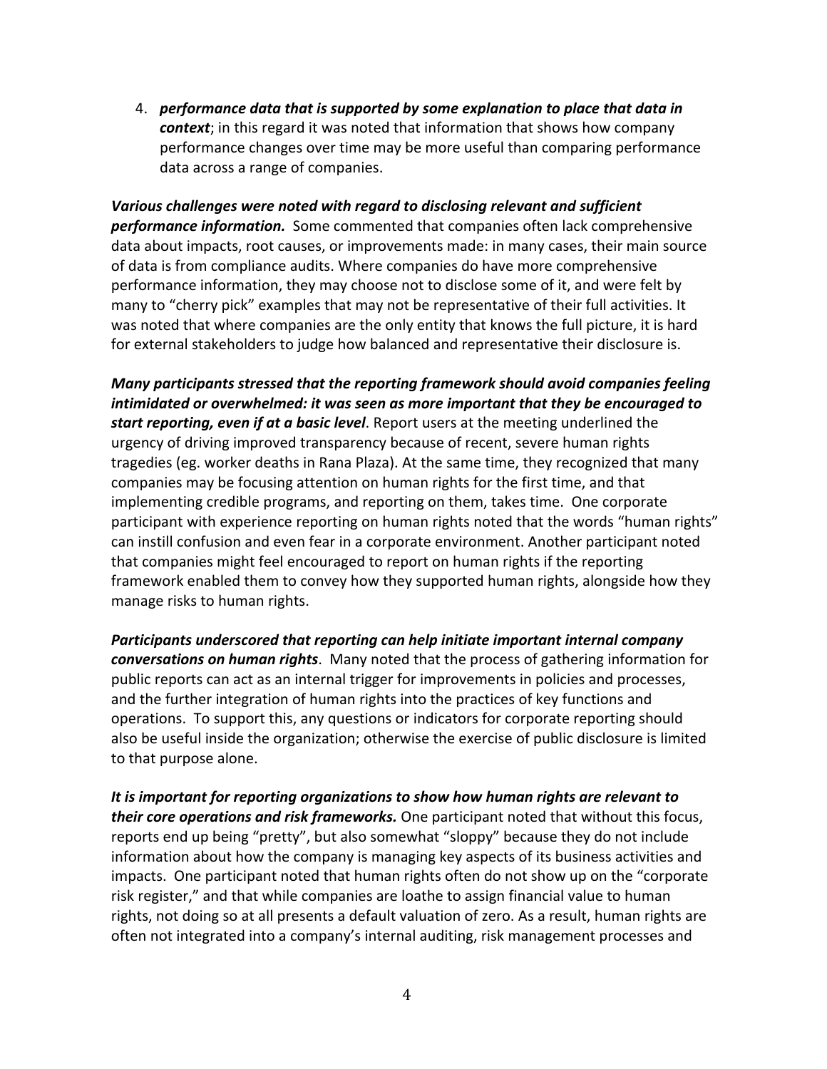4. ***performance data that is supported by some explanation to place that data in context***; in this regard it was noted that information that shows how company performance changes over time may be more useful than comparing performance data across a range of companies.

***Various challenges were noted with regard to disclosing relevant and sufficient performance information.*** Some commented that companies often lack comprehensive data about impacts, root causes, or improvements made: in many cases, their main source of data is from compliance audits. Where companies do have more comprehensive performance information, they may choose not to disclose some of it, and were felt by many to "cherry pick" examples that may not be representative of their full activities. It was noted that where companies are the only entity that knows the full picture, it is hard for external stakeholders to judge how balanced and representative their disclosure is.

***Many participants stressed that the reporting framework should avoid companies feeling intimidated or overwhelmed: it was seen as more important that they be encouraged to start reporting, even if at a basic level***. Report users at the meeting underlined the urgency of driving improved transparency because of recent, severe human rights tragedies (eg. worker deaths in Rana Plaza). At the same time, they recognized that many companies may be focusing attention on human rights for the first time, and that implementing credible programs, and reporting on them, takes time. One corporate participant with experience reporting on human rights noted that the words "human rights" can instill confusion and even fear in a corporate environment. Another participant noted that companies might feel encouraged to report on human rights if the reporting framework enabled them to convey how they supported human rights, alongside how they manage risks to human rights.

***Participants underscored that reporting can help initiate important internal company conversations on human rights***. Many noted that the process of gathering information for public reports can act as an internal trigger for improvements in policies and processes, and the further integration of human rights into the practices of key functions and operations. To support this, any questions or indicators for corporate reporting should also be useful inside the organization; otherwise the exercise of public disclosure is limited to that purpose alone.

***It is important for reporting organizations to show how human rights are relevant to their core operations and risk frameworks.*** One participant noted that without this focus, reports end up being "pretty", but also somewhat "sloppy" because they do not include information about how the company is managing key aspects of its business activities and impacts. One participant noted that human rights often do not show up on the "corporate risk register," and that while companies are loathe to assign financial value to human rights, not doing so at all presents a default valuation of zero. As a result, human rights are often not integrated into a company's internal auditing, risk management processes and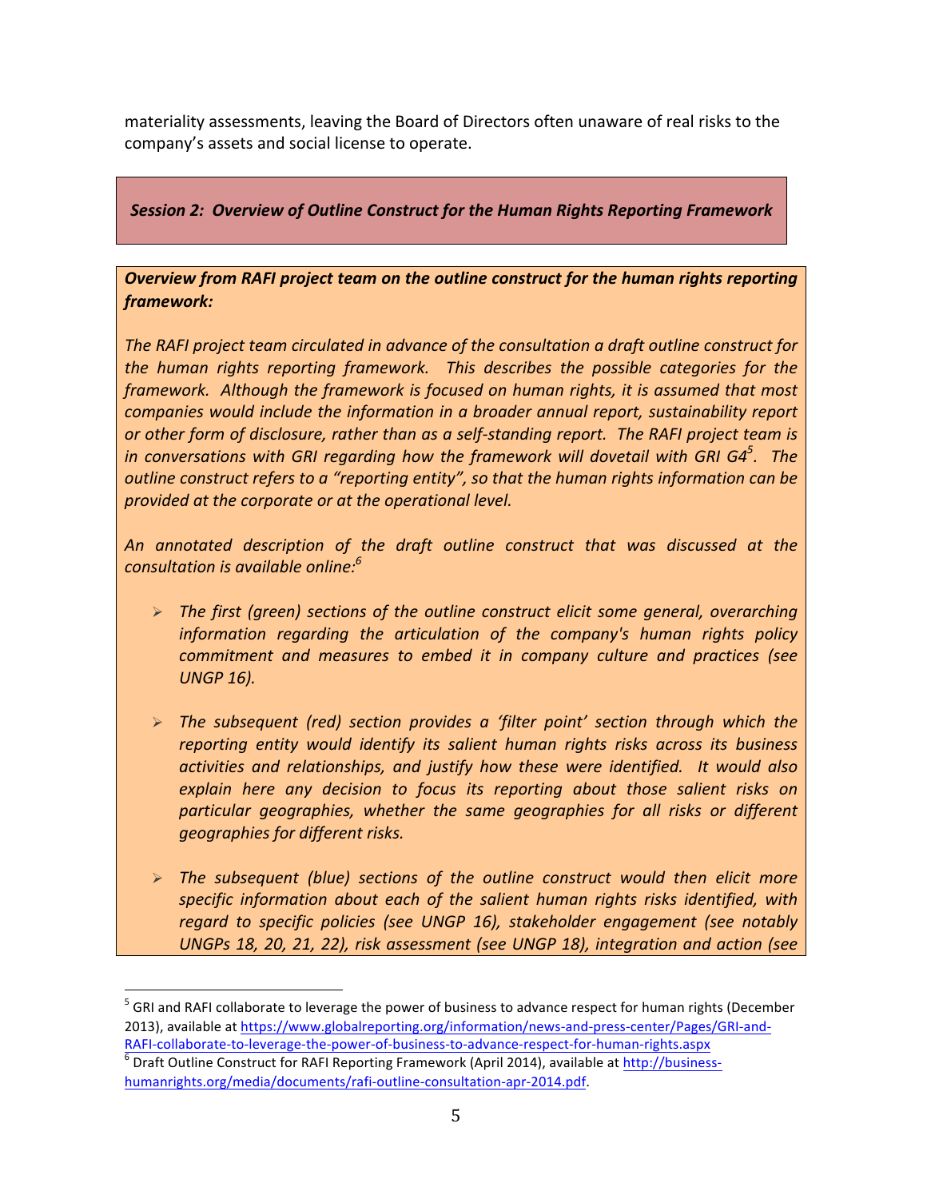materiality assessments, leaving the Board of Directors often unaware of real risks to the company's assets and social license to operate.

## *Session 2: Overview of Outline Construct for the Human Rights Reporting Framework*

***Overview from RAFI project team on the outline construct for the human rights reporting framework:***

*The RAFI project team circulated in advance of the consultation a draft outline construct for the human rights reporting framework. This describes the possible categories for the framework. Although the framework is focused on human rights, it is assumed that most companies would include the information in a broader annual report, sustainability report or other form of disclosure, rather than as a self-standing report. The RAFI project team is in conversations with GRI regarding how the framework will dovetail with GRI G4[5]. The outline construct refers to a "reporting entity", so that the human rights information can be provided at the corporate or at the operational level.*

*An annotated description of the draft outline construct that was discussed at the consultation is available online:[6]*

- *The first (green) sections of the outline construct elicit some general, overarching information regarding the articulation of the company's human rights policy commitment and measures to embed it in company culture and practices (see UNGP 16).*
- *The subsequent (red) section provides a 'filter point' section through which the reporting entity would identify its salient human rights risks across its business activities and relationships, and justify how these were identified. It would also explain here any decision to focus its reporting about those salient risks on particular geographies, whether the same geographies for all risks or different geographies for different risks.*
- *The subsequent (blue) sections of the outline construct would then elicit more specific information about each of the salient human rights risks identified, with regard to specific policies (see UNGP 16), stakeholder engagement (see notably UNGPs 18, 20, 21, 22), risk assessment (see UNGP 18), integration and action (see*

---

[5] GRI and RAFI collaborate to leverage the power of business to advance respect for human rights (December 2013), available at https://www.globalreporting.org/information/news-and-press-center/Pages/GRI-and-RAFI-collaborate-to-leverage-the-power-of-business-to-advance-respect-for-human-rights.aspx

[6] Draft Outline Construct for RAFI Reporting Framework (April 2014), available at http://business-humanrights.org/media/documents/rafi-outline-consultation-apr-2014.pdf.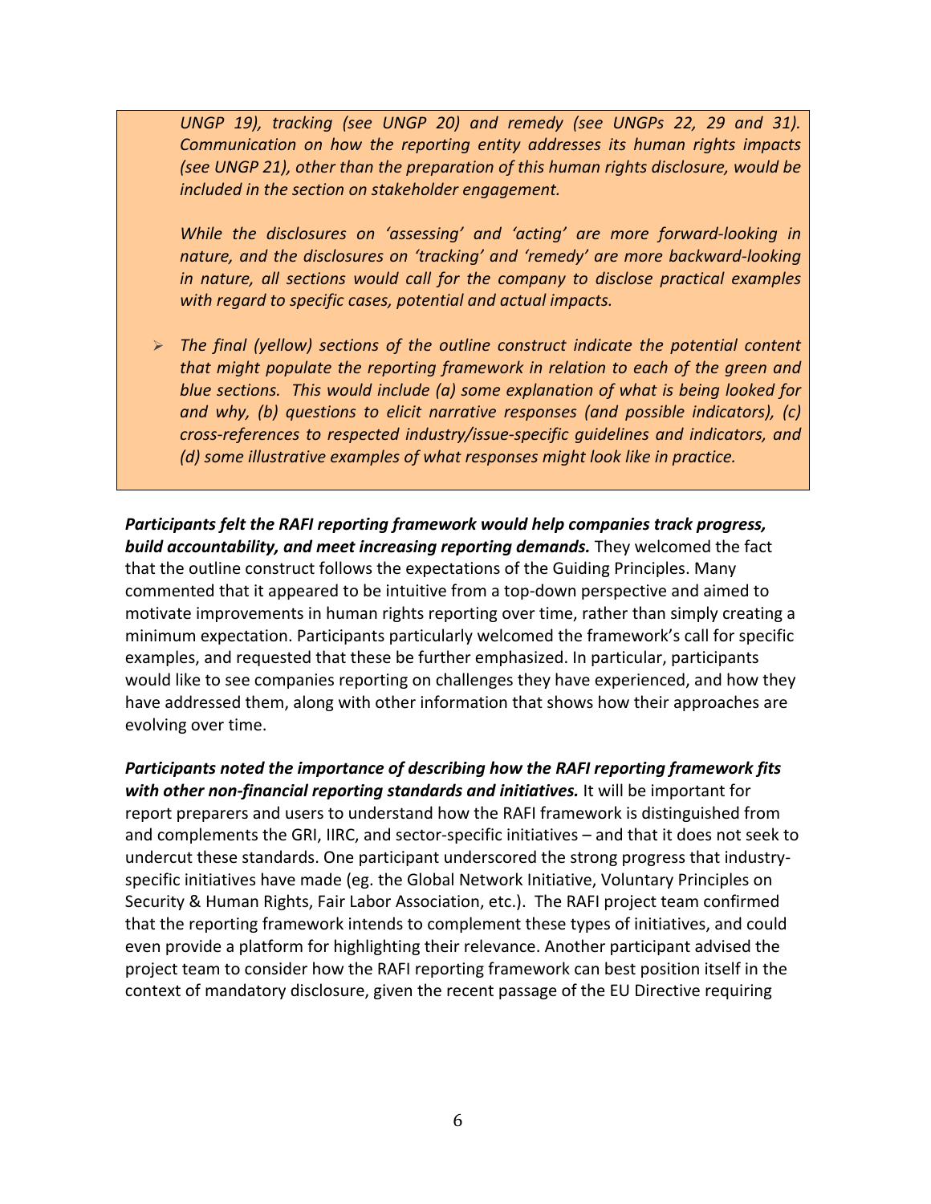*UNGP 19), tracking (see UNGP 20) and remedy (see UNGPs 22, 29 and 31). Communication on how the reporting entity addresses its human rights impacts (see UNGP 21), other than the preparation of this human rights disclosure, would be included in the section on stakeholder engagement.*

*While the disclosures on 'assessing' and 'acting' are more forward-looking in nature, and the disclosures on 'tracking' and 'remedy' are more backward-looking in nature, all sections would call for the company to disclose practical examples with regard to specific cases, potential and actual impacts.*

- *The final (yellow) sections of the outline construct indicate the potential content that might populate the reporting framework in relation to each of the green and blue sections. This would include (a) some explanation of what is being looked for and why, (b) questions to elicit narrative responses (and possible indicators), (c) cross-references to respected industry/issue-specific guidelines and indicators, and (d) some illustrative examples of what responses might look like in practice.*

***Participants felt the RAFI reporting framework would help companies track progress, build accountability, and meet increasing reporting demands.*** They welcomed the fact that the outline construct follows the expectations of the Guiding Principles. Many commented that it appeared to be intuitive from a top-down perspective and aimed to motivate improvements in human rights reporting over time, rather than simply creating a minimum expectation. Participants particularly welcomed the framework's call for specific examples, and requested that these be further emphasized. In particular, participants would like to see companies reporting on challenges they have experienced, and how they have addressed them, along with other information that shows how their approaches are evolving over time.

***Participants noted the importance of describing how the RAFI reporting framework fits with other non-financial reporting standards and initiatives.*** It will be important for report preparers and users to understand how the RAFI framework is distinguished from and complements the GRI, IIRC, and sector-specific initiatives – and that it does not seek to undercut these standards. One participant underscored the strong progress that industry-specific initiatives have made (eg. the Global Network Initiative, Voluntary Principles on Security & Human Rights, Fair Labor Association, etc.). The RAFI project team confirmed that the reporting framework intends to complement these types of initiatives, and could even provide a platform for highlighting their relevance. Another participant advised the project team to consider how the RAFI reporting framework can best position itself in the context of mandatory disclosure, given the recent passage of the EU Directive requiring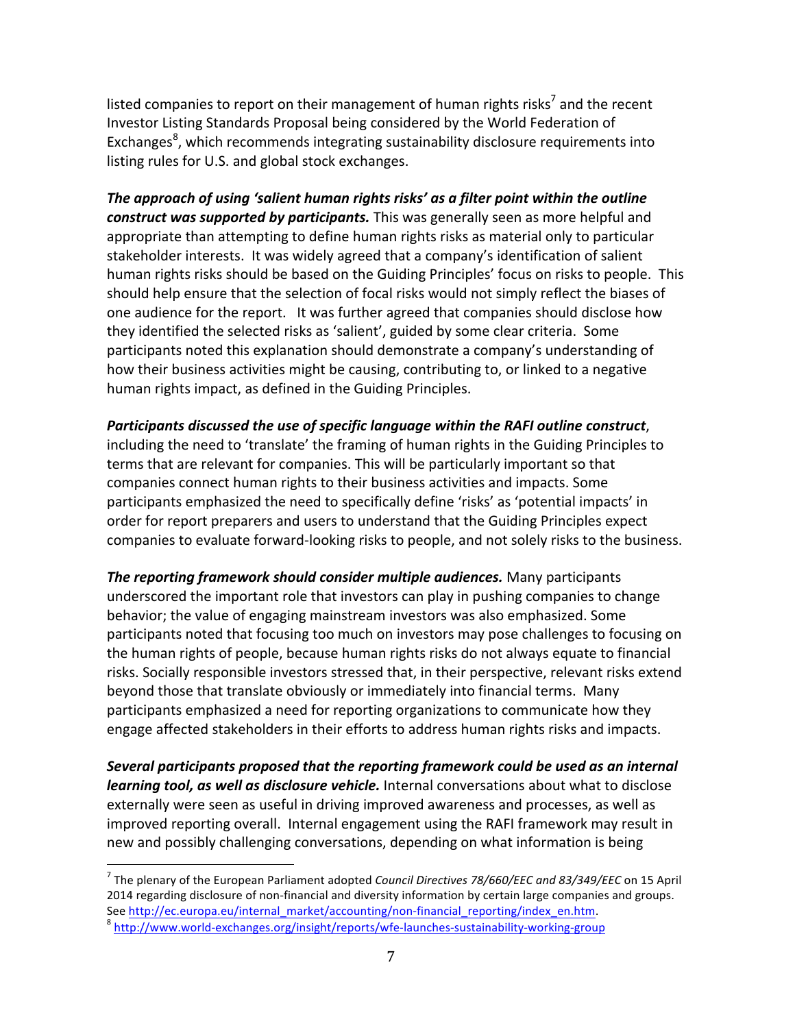listed companies to report on their management of human rights risks[7] and the recent Investor Listing Standards Proposal being considered by the World Federation of Exchanges[8], which recommends integrating sustainability disclosure requirements into listing rules for U.S. and global stock exchanges.

***The approach of using 'salient human rights risks' as a filter point within the outline construct was supported by participants.*** This was generally seen as more helpful and appropriate than attempting to define human rights risks as material only to particular stakeholder interests. It was widely agreed that a company's identification of salient human rights risks should be based on the Guiding Principles' focus on risks to people. This should help ensure that the selection of focal risks would not simply reflect the biases of one audience for the report. It was further agreed that companies should disclose how they identified the selected risks as 'salient', guided by some clear criteria. Some participants noted this explanation should demonstrate a company's understanding of how their business activities might be causing, contributing to, or linked to a negative human rights impact, as defined in the Guiding Principles.

***Participants discussed the use of specific language within the RAFI outline construct***, including the need to 'translate' the framing of human rights in the Guiding Principles to terms that are relevant for companies. This will be particularly important so that companies connect human rights to their business activities and impacts. Some participants emphasized the need to specifically define 'risks' as 'potential impacts' in order for report preparers and users to understand that the Guiding Principles expect companies to evaluate forward-looking risks to people, and not solely risks to the business.

***The reporting framework should consider multiple audiences.*** Many participants underscored the important role that investors can play in pushing companies to change behavior; the value of engaging mainstream investors was also emphasized. Some participants noted that focusing too much on investors may pose challenges to focusing on the human rights of people, because human rights risks do not always equate to financial risks. Socially responsible investors stressed that, in their perspective, relevant risks extend beyond those that translate obviously or immediately into financial terms. Many participants emphasized a need for reporting organizations to communicate how they engage affected stakeholders in their efforts to address human rights risks and impacts.

***Several participants proposed that the reporting framework could be used as an internal learning tool, as well as disclosure vehicle.*** Internal conversations about what to disclose externally were seen as useful in driving improved awareness and processes, as well as improved reporting overall. Internal engagement using the RAFI framework may result in new and possibly challenging conversations, depending on what information is being

---

[7] The plenary of the European Parliament adopted *Council Directives 78/660/EEC and 83/349/EEC* on 15 April 2014 regarding disclosure of non-financial and diversity information by certain large companies and groups. See http://ec.europa.eu/internal_market/accounting/non-financial_reporting/index_en.htm.

[8] http://www.world-exchanges.org/insight/reports/wfe-launches-sustainability-working-group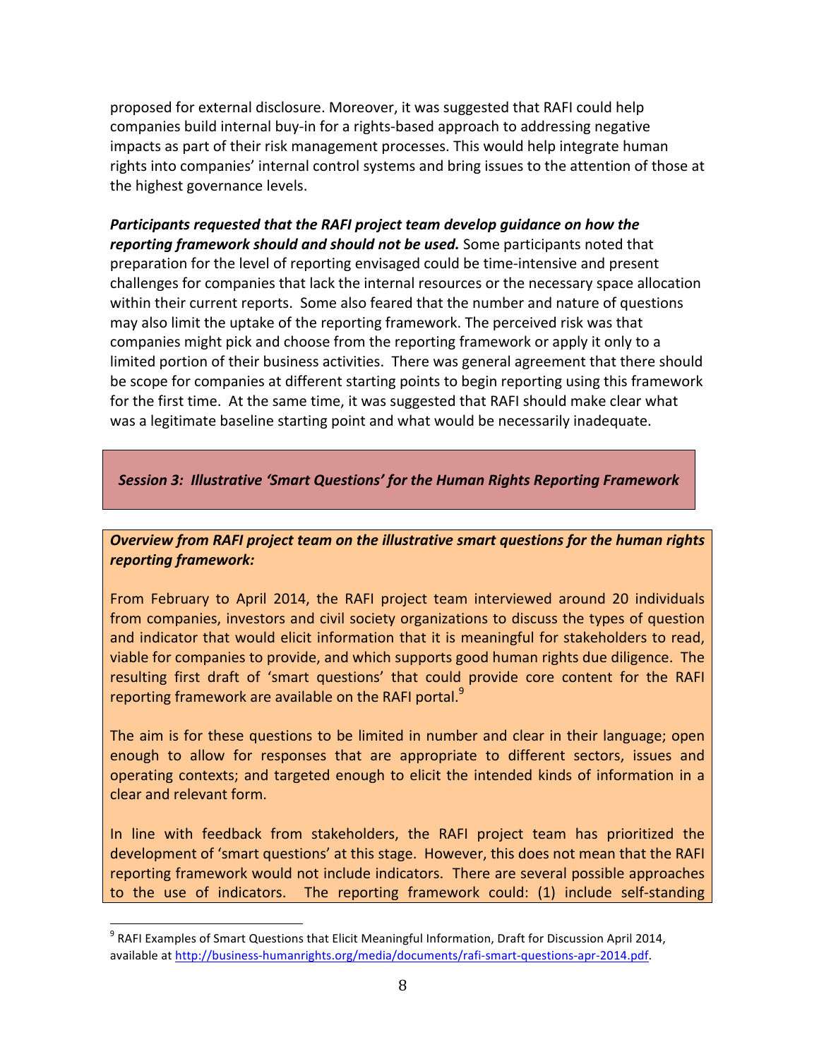proposed for external disclosure. Moreover, it was suggested that RAFI could help companies build internal buy-in for a rights-based approach to addressing negative impacts as part of their risk management processes. This would help integrate human rights into companies' internal control systems and bring issues to the attention of those at the highest governance levels.

***Participants requested that the RAFI project team develop guidance on how the reporting framework should and should not be used.*** Some participants noted that preparation for the level of reporting envisaged could be time-intensive and present challenges for companies that lack the internal resources or the necessary space allocation within their current reports. Some also feared that the number and nature of questions may also limit the uptake of the reporting framework. The perceived risk was that companies might pick and choose from the reporting framework or apply it only to a limited portion of their business activities. There was general agreement that there should be scope for companies at different starting points to begin reporting using this framework for the first time. At the same time, it was suggested that RAFI should make clear what was a legitimate baseline starting point and what would be necessarily inadequate.

## *Session 3: Illustrative 'Smart Questions' for the Human Rights Reporting Framework*

***Overview from RAFI project team on the illustrative smart questions for the human rights reporting framework:***

From February to April 2014, the RAFI project team interviewed around 20 individuals from companies, investors and civil society organizations to discuss the types of question and indicator that would elicit information that it is meaningful for stakeholders to read, viable for companies to provide, and which supports good human rights due diligence. The resulting first draft of 'smart questions' that could provide core content for the RAFI reporting framework are available on the RAFI portal.[9]

The aim is for these questions to be limited in number and clear in their language; open enough to allow for responses that are appropriate to different sectors, issues and operating contexts; and targeted enough to elicit the intended kinds of information in a clear and relevant form.

In line with feedback from stakeholders, the RAFI project team has prioritized the development of 'smart questions' at this stage. However, this does not mean that the RAFI reporting framework would not include indicators. There are several possible approaches to the use of indicators. The reporting framework could: (1) include self-standing

---

[9] RAFI Examples of Smart Questions that Elicit Meaningful Information, Draft for Discussion April 2014, available at http://business-humanrights.org/media/documents/rafi-smart-questions-apr-2014.pdf.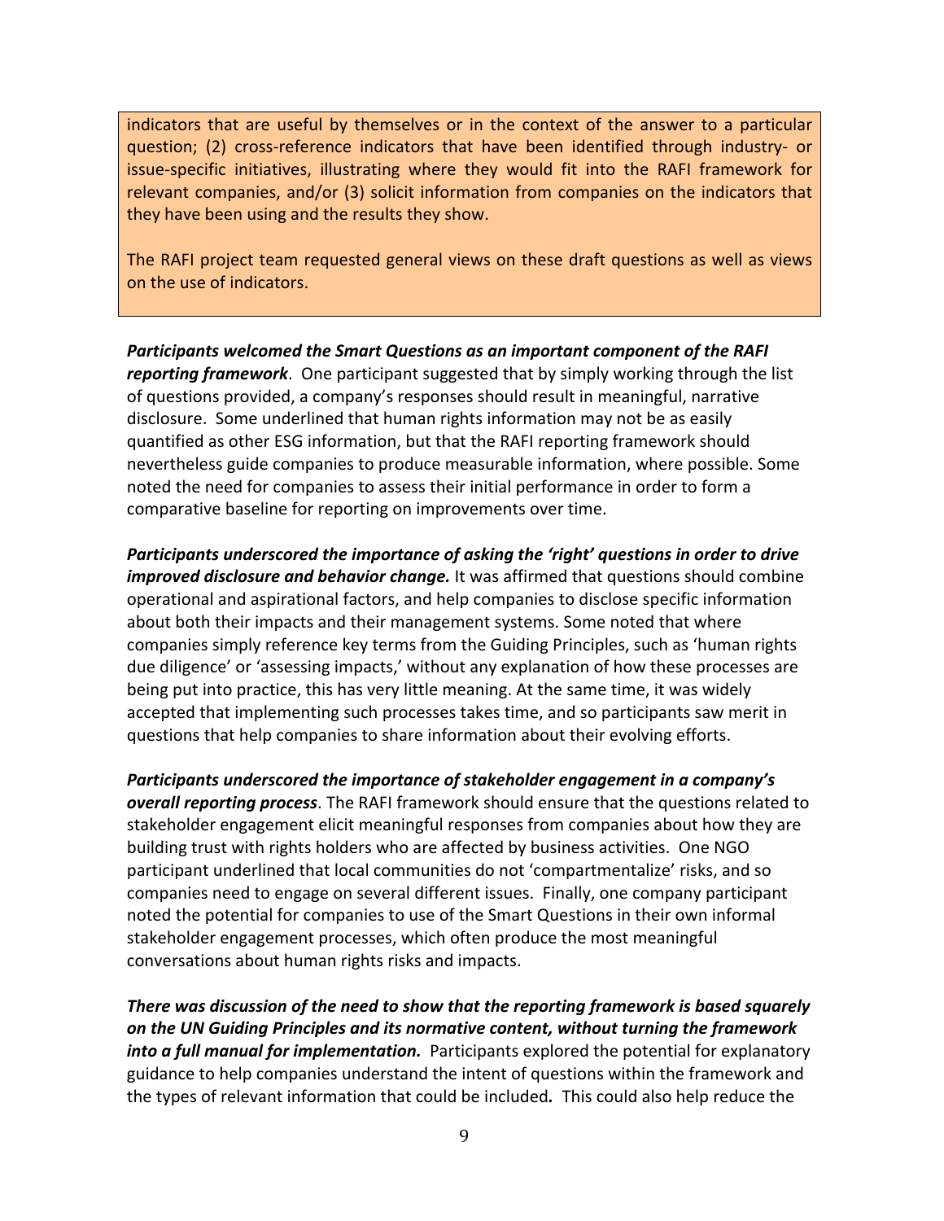indicators that are useful by themselves or in the context of the answer to a particular question; (2) cross-reference indicators that have been identified through industry- or issue-specific initiatives, illustrating where they would fit into the RAFI framework for relevant companies, and/or (3) solicit information from companies on the indicators that they have been using and the results they show.

The RAFI project team requested general views on these draft questions as well as views on the use of indicators.

***Participants welcomed the Smart Questions as an important component of the RAFI reporting framework***. One participant suggested that by simply working through the list of questions provided, a company's responses should result in meaningful, narrative disclosure. Some underlined that human rights information may not be as easily quantified as other ESG information, but that the RAFI reporting framework should nevertheless guide companies to produce measurable information, where possible. Some noted the need for companies to assess their initial performance in order to form a comparative baseline for reporting on improvements over time.

***Participants underscored the importance of asking the 'right' questions in order to drive improved disclosure and behavior change.*** It was affirmed that questions should combine operational and aspirational factors, and help companies to disclose specific information about both their impacts and their management systems. Some noted that where companies simply reference key terms from the Guiding Principles, such as 'human rights due diligence' or 'assessing impacts,' without any explanation of how these processes are being put into practice, this has very little meaning. At the same time, it was widely accepted that implementing such processes takes time, and so participants saw merit in questions that help companies to share information about their evolving efforts.

***Participants underscored the importance of stakeholder engagement in a company's overall reporting process***. The RAFI framework should ensure that the questions related to stakeholder engagement elicit meaningful responses from companies about how they are building trust with rights holders who are affected by business activities. One NGO participant underlined that local communities do not 'compartmentalize' risks, and so companies need to engage on several different issues. Finally, one company participant noted the potential for companies to use of the Smart Questions in their own informal stakeholder engagement processes, which often produce the most meaningful conversations about human rights risks and impacts.

***There was discussion of the need to show that the reporting framework is based squarely on the UN Guiding Principles and its normative content, without turning the framework into a full manual for implementation.*** Participants explored the potential for explanatory guidance to help companies understand the intent of questions within the framework and the types of relevant information that could be included***.*** This could also help reduce the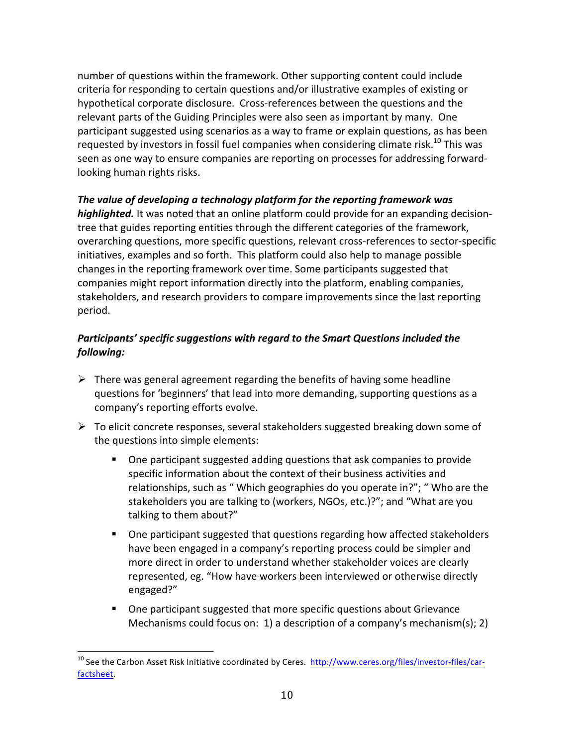number of questions within the framework. Other supporting content could include criteria for responding to certain questions and/or illustrative examples of existing or hypothetical corporate disclosure. Cross-references between the questions and the relevant parts of the Guiding Principles were also seen as important by many. One participant suggested using scenarios as a way to frame or explain questions, as has been requested by investors in fossil fuel companies when considering climate risk.[10] This was seen as one way to ensure companies are reporting on processes for addressing forward-looking human rights risks.

***The value of developing a technology platform for the reporting framework was highlighted.*** It was noted that an online platform could provide for an expanding decision-tree that guides reporting entities through the different categories of the framework, overarching questions, more specific questions, relevant cross-references to sector-specific initiatives, examples and so forth. This platform could also help to manage possible changes in the reporting framework over time. Some participants suggested that companies might report information directly into the platform, enabling companies, stakeholders, and research providers to compare improvements since the last reporting period.

***Participants' specific suggestions with regard to the Smart Questions included the following:***

- There was general agreement regarding the benefits of having some headline questions for 'beginners' that lead into more demanding, supporting questions as a company's reporting efforts evolve.
- To elicit concrete responses, several stakeholders suggested breaking down some of the questions into simple elements:
  - One participant suggested adding questions that ask companies to provide specific information about the context of their business activities and relationships, such as " Which geographies do you operate in?"; " Who are the stakeholders you are talking to (workers, NGOs, etc.)?"; and "What are you talking to them about?"
  - One participant suggested that questions regarding how affected stakeholders have been engaged in a company's reporting process could be simpler and more direct in order to understand whether stakeholder voices are clearly represented, eg. "How have workers been interviewed or otherwise directly engaged?"
  - One participant suggested that more specific questions about Grievance Mechanisms could focus on: 1) a description of a company's mechanism(s); 2)

---

[10] See the Carbon Asset Risk Initiative coordinated by Ceres. http://www.ceres.org/files/investor-files/car-factsheet.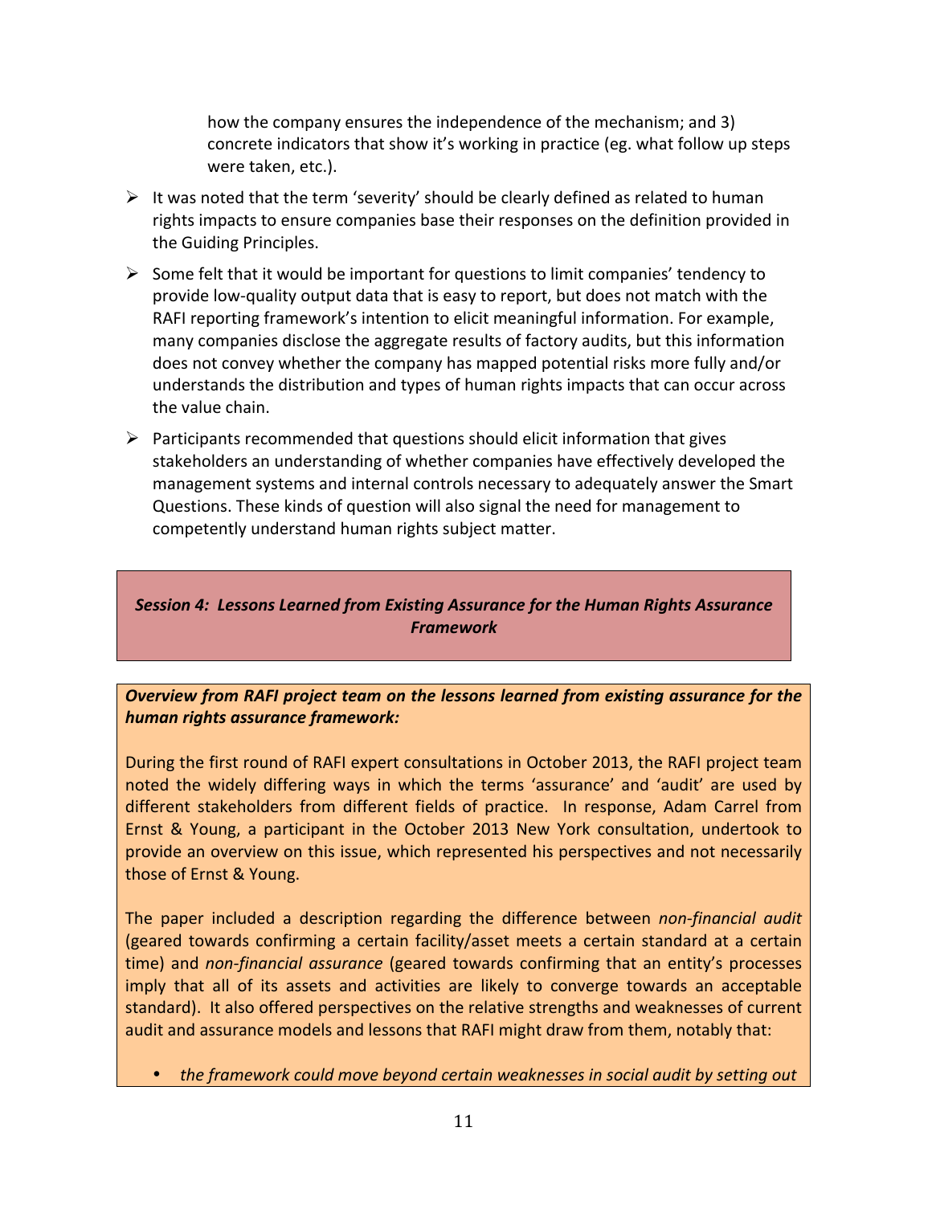how the company ensures the independence of the mechanism; and 3) concrete indicators that show it's working in practice (eg. what follow up steps were taken, etc.).

- It was noted that the term 'severity' should be clearly defined as related to human rights impacts to ensure companies base their responses on the definition provided in the Guiding Principles.
- Some felt that it would be important for questions to limit companies' tendency to provide low-quality output data that is easy to report, but does not match with the RAFI reporting framework's intention to elicit meaningful information. For example, many companies disclose the aggregate results of factory audits, but this information does not convey whether the company has mapped potential risks more fully and/or understands the distribution and types of human rights impacts that can occur across the value chain.
- Participants recommended that questions should elicit information that gives stakeholders an understanding of whether companies have effectively developed the management systems and internal controls necessary to adequately answer the Smart Questions. These kinds of question will also signal the need for management to competently understand human rights subject matter.

## *Session 4: Lessons Learned from Existing Assurance for the Human Rights Assurance Framework*

***Overview from RAFI project team on the lessons learned from existing assurance for the human rights assurance framework:***

During the first round of RAFI expert consultations in October 2013, the RAFI project team noted the widely differing ways in which the terms 'assurance' and 'audit' are used by different stakeholders from different fields of practice. In response, Adam Carrel from Ernst & Young, a participant in the October 2013 New York consultation, undertook to provide an overview on this issue, which represented his perspectives and not necessarily those of Ernst & Young.

The paper included a description regarding the difference between *non-financial audit* (geared towards confirming a certain facility/asset meets a certain standard at a certain time) and *non-financial assurance* (geared towards confirming that an entity's processes imply that all of its assets and activities are likely to converge towards an acceptable standard). It also offered perspectives on the relative strengths and weaknesses of current audit and assurance models and lessons that RAFI might draw from them, notably that:

- *the framework could move beyond certain weaknesses in social audit by setting out*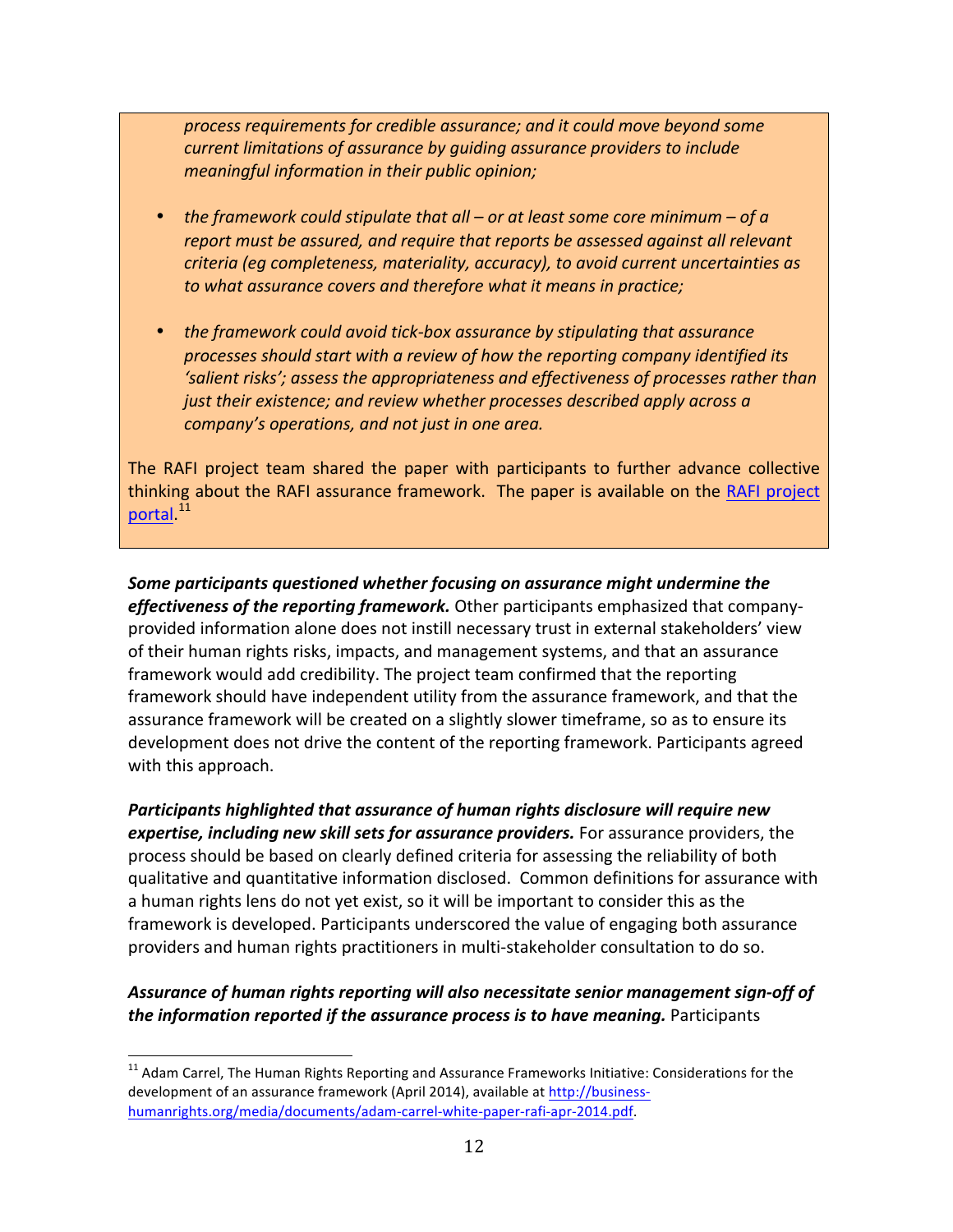*process requirements for credible assurance; and it could move beyond some current limitations of assurance by guiding assurance providers to include meaningful information in their public opinion;*

- *the framework could stipulate that all – or at least some core minimum – of a report must be assured, and require that reports be assessed against all relevant criteria (eg completeness, materiality, accuracy), to avoid current uncertainties as to what assurance covers and therefore what it means in practice;*

- *the framework could avoid tick-box assurance by stipulating that assurance processes should start with a review of how the reporting company identified its 'salient risks'; assess the appropriateness and effectiveness of processes rather than just their existence; and review whether processes described apply across a company's operations, and not just in one area.*

The RAFI project team shared the paper with participants to further advance collective thinking about the RAFI assurance framework. The paper is available on the RAFI project portal.[11]

***Some participants questioned whether focusing on assurance might undermine the effectiveness of the reporting framework.*** Other participants emphasized that company-provided information alone does not instill necessary trust in external stakeholders' view of their human rights risks, impacts, and management systems, and that an assurance framework would add credibility. The project team confirmed that the reporting framework should have independent utility from the assurance framework, and that the assurance framework will be created on a slightly slower timeframe, so as to ensure its development does not drive the content of the reporting framework. Participants agreed with this approach.

***Participants highlighted that assurance of human rights disclosure will require new expertise, including new skill sets for assurance providers.*** For assurance providers, the process should be based on clearly defined criteria for assessing the reliability of both qualitative and quantitative information disclosed. Common definitions for assurance with a human rights lens do not yet exist, so it will be important to consider this as the framework is developed. Participants underscored the value of engaging both assurance providers and human rights practitioners in multi-stakeholder consultation to do so.

***Assurance of human rights reporting will also necessitate senior management sign-off of the information reported if the assurance process is to have meaning.*** Participants

[11] Adam Carrel, The Human Rights Reporting and Assurance Frameworks Initiative: Considerations for the development of an assurance framework (April 2014), available at http://business-humanrights.org/media/documents/adam-carrel-white-paper-rafi-apr-2014.pdf.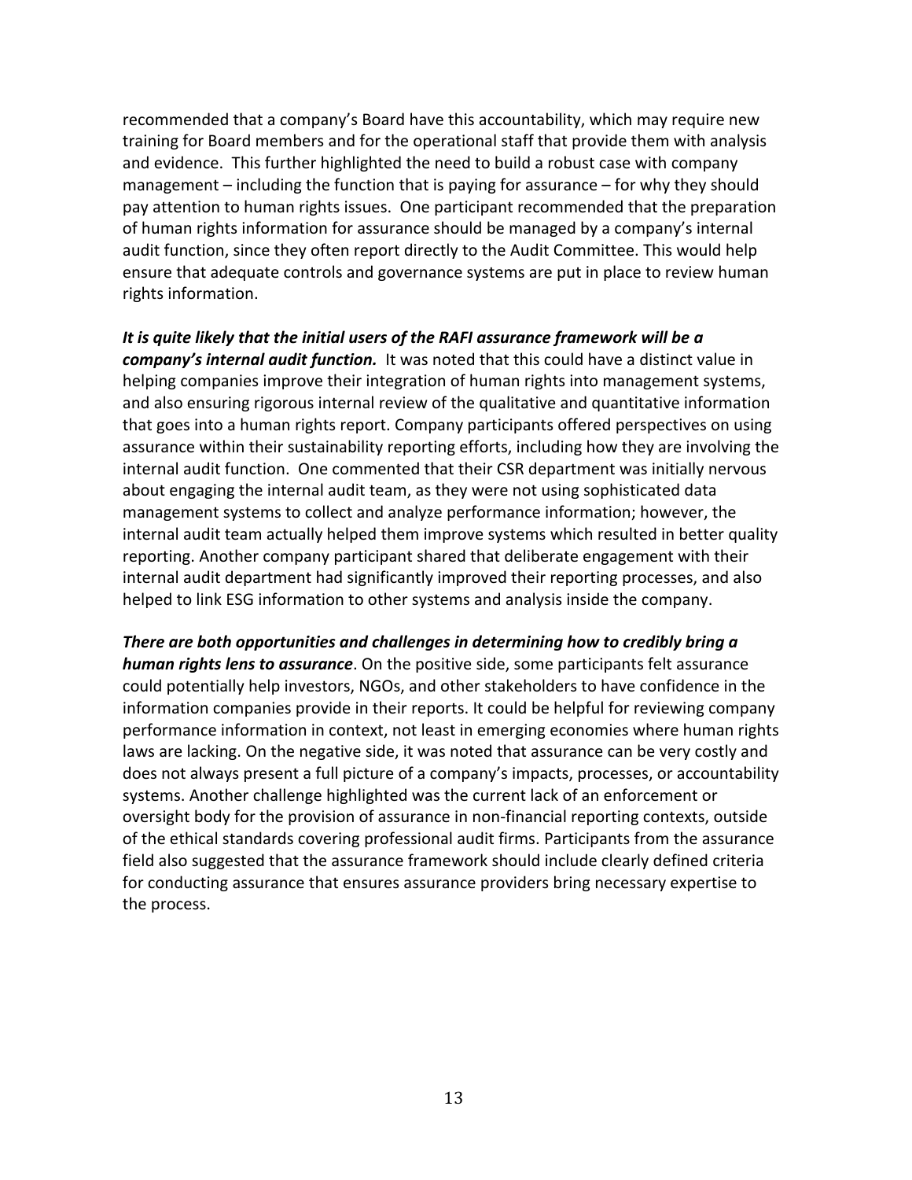recommended that a company's Board have this accountability, which may require new training for Board members and for the operational staff that provide them with analysis and evidence. This further highlighted the need to build a robust case with company management – including the function that is paying for assurance – for why they should pay attention to human rights issues. One participant recommended that the preparation of human rights information for assurance should be managed by a company's internal audit function, since they often report directly to the Audit Committee. This would help ensure that adequate controls and governance systems are put in place to review human rights information.

***It is quite likely that the initial users of the RAFI assurance framework will be a company's internal audit function.*** It was noted that this could have a distinct value in helping companies improve their integration of human rights into management systems, and also ensuring rigorous internal review of the qualitative and quantitative information that goes into a human rights report. Company participants offered perspectives on using assurance within their sustainability reporting efforts, including how they are involving the internal audit function. One commented that their CSR department was initially nervous about engaging the internal audit team, as they were not using sophisticated data management systems to collect and analyze performance information; however, the internal audit team actually helped them improve systems which resulted in better quality reporting. Another company participant shared that deliberate engagement with their internal audit department had significantly improved their reporting processes, and also helped to link ESG information to other systems and analysis inside the company.

***There are both opportunities and challenges in determining how to credibly bring a human rights lens to assurance***. On the positive side, some participants felt assurance could potentially help investors, NGOs, and other stakeholders to have confidence in the information companies provide in their reports. It could be helpful for reviewing company performance information in context, not least in emerging economies where human rights laws are lacking. On the negative side, it was noted that assurance can be very costly and does not always present a full picture of a company's impacts, processes, or accountability systems. Another challenge highlighted was the current lack of an enforcement or oversight body for the provision of assurance in non-financial reporting contexts, outside of the ethical standards covering professional audit firms. Participants from the assurance field also suggested that the assurance framework should include clearly defined criteria for conducting assurance that ensures assurance providers bring necessary expertise to the process.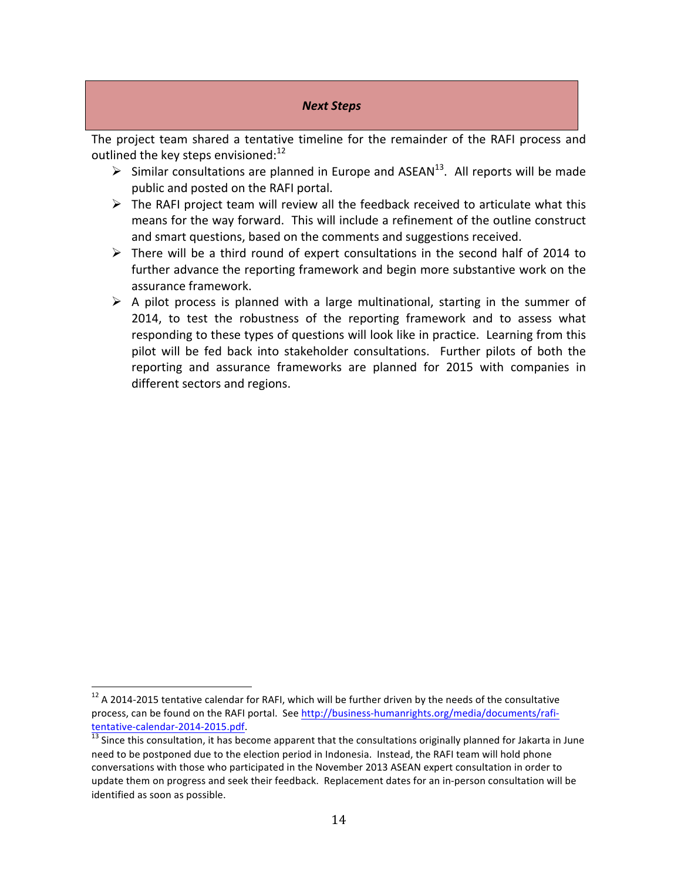### *Next Steps*

The project team shared a tentative timeline for the remainder of the RAFI process and outlined the key steps envisioned:[12]

- Similar consultations are planned in Europe and ASEAN[13]. All reports will be made public and posted on the RAFI portal.
- The RAFI project team will review all the feedback received to articulate what this means for the way forward. This will include a refinement of the outline construct and smart questions, based on the comments and suggestions received.
- There will be a third round of expert consultations in the second half of 2014 to further advance the reporting framework and begin more substantive work on the assurance framework.
- A pilot process is planned with a large multinational, starting in the summer of 2014, to test the robustness of the reporting framework and to assess what responding to these types of questions will look like in practice. Learning from this pilot will be fed back into stakeholder consultations. Further pilots of both the reporting and assurance frameworks are planned for 2015 with companies in different sectors and regions.

---

[12] A 2014-2015 tentative calendar for RAFI, which will be further driven by the needs of the consultative process, can be found on the RAFI portal. See http://business-humanrights.org/media/documents/rafi-tentative-calendar-2014-2015.pdf.

[13] Since this consultation, it has become apparent that the consultations originally planned for Jakarta in June need to be postponed due to the election period in Indonesia. Instead, the RAFI team will hold phone conversations with those who participated in the November 2013 ASEAN expert consultation in order to update them on progress and seek their feedback. Replacement dates for an in-person consultation will be identified as soon as possible.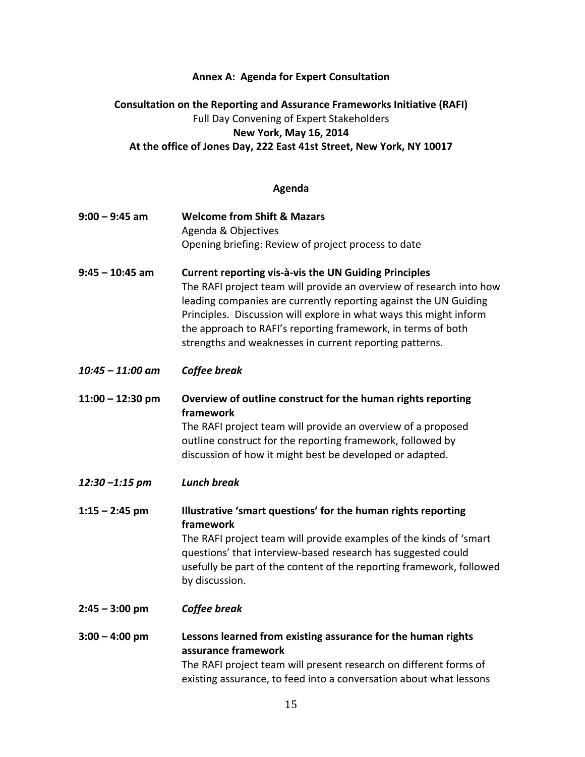**<u>Annex A</u>: Agenda for Expert Consultation**

**Consultation on the Reporting and Assurance Frameworks Initiative (RAFI)**
Full Day Convening of Expert Stakeholders
**New York, May 16, 2014**
**At the office of Jones Day, 222 East 41st Street, New York, NY 10017**

**Agenda**

**9:00 – 9:45 am** **Welcome from Shift & Mazars**
Agenda & Objectives
Opening briefing: Review of project process to date

**9:45 – 10:45 am** **Current reporting vis-à-vis the UN Guiding Principles**
The RAFI project team will provide an overview of research into how leading companies are currently reporting against the UN Guiding Principles. Discussion will explore in what ways this might inform the approach to RAFI's reporting framework, in terms of both strengths and weaknesses in current reporting patterns.

***10:45 – 11:00 am*** ***Coffee break***

**11:00 – 12:30 pm** **Overview of outline construct for the human rights reporting framework**
The RAFI project team will provide an overview of a proposed outline construct for the reporting framework, followed by discussion of how it might best be developed or adapted.

***12:30 –1:15 pm*** ***Lunch break***

**1:15 – 2:45 pm** **Illustrative 'smart questions' for the human rights reporting framework**
The RAFI project team will provide examples of the kinds of 'smart questions' that interview-based research has suggested could usefully be part of the content of the reporting framework, followed by discussion.

**2:45 – 3:00 pm** ***Coffee break***

**3:00 – 4:00 pm** **Lessons learned from existing assurance for the human rights assurance framework**
The RAFI project team will present research on different forms of existing assurance, to feed into a conversation about what lessons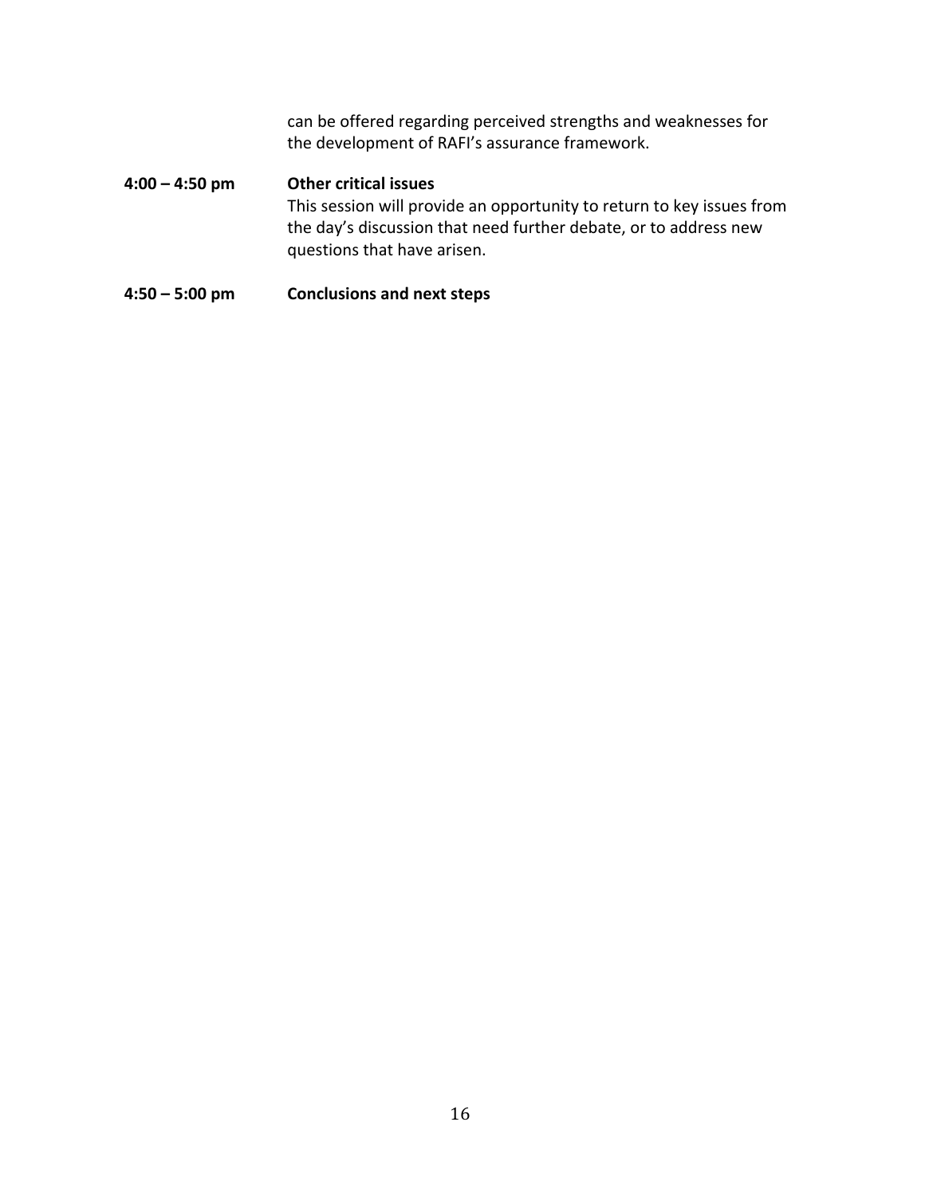can be offered regarding perceived strengths and weaknesses for the development of RAFI's assurance framework.

**4:00 – 4:50 pm** **Other critical issues**
This session will provide an opportunity to return to key issues from the day's discussion that need further debate, or to address new questions that have arisen.

**4:50 – 5:00 pm** **Conclusions and next steps**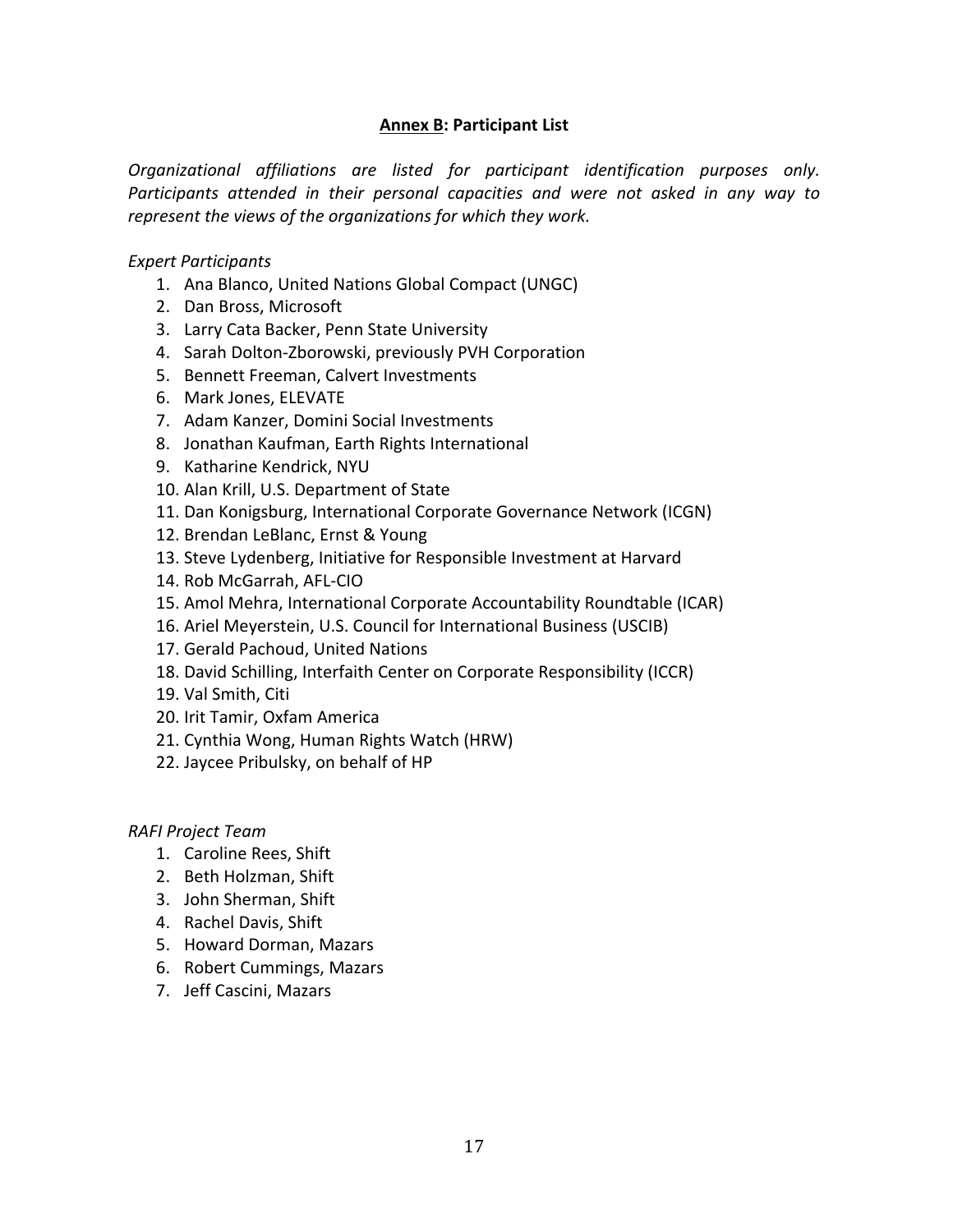**<u>Annex B</u>: Participant List**

*Organizational affiliations are listed for participant identification purposes only. Participants attended in their personal capacities and were not asked in any way to represent the views of the organizations for which they work.*

*Expert Participants*

1. Ana Blanco, United Nations Global Compact (UNGC)
2. Dan Bross, Microsoft
3. Larry Cata Backer, Penn State University
4. Sarah Dolton-Zborowski, previously PVH Corporation
5. Bennett Freeman, Calvert Investments
6. Mark Jones, ELEVATE
7. Adam Kanzer, Domini Social Investments
8. Jonathan Kaufman, Earth Rights International
9. Katharine Kendrick, NYU
10. Alan Krill, U.S. Department of State
11. Dan Konigsburg, International Corporate Governance Network (ICGN)
12. Brendan LeBlanc, Ernst & Young
13. Steve Lydenberg, Initiative for Responsible Investment at Harvard
14. Rob McGarrah, AFL-CIO
15. Amol Mehra, International Corporate Accountability Roundtable (ICAR)
16. Ariel Meyerstein, U.S. Council for International Business (USCIB)
17. Gerald Pachoud, United Nations
18. David Schilling, Interfaith Center on Corporate Responsibility (ICCR)
19. Val Smith, Citi
20. Irit Tamir, Oxfam America
21. Cynthia Wong, Human Rights Watch (HRW)
22. Jaycee Pribulsky, on behalf of HP

*RAFI Project Team*

1. Caroline Rees, Shift
2. Beth Holzman, Shift
3. John Sherman, Shift
4. Rachel Davis, Shift
5. Howard Dorman, Mazars
6. Robert Cummings, Mazars
7. Jeff Cascini, Mazars